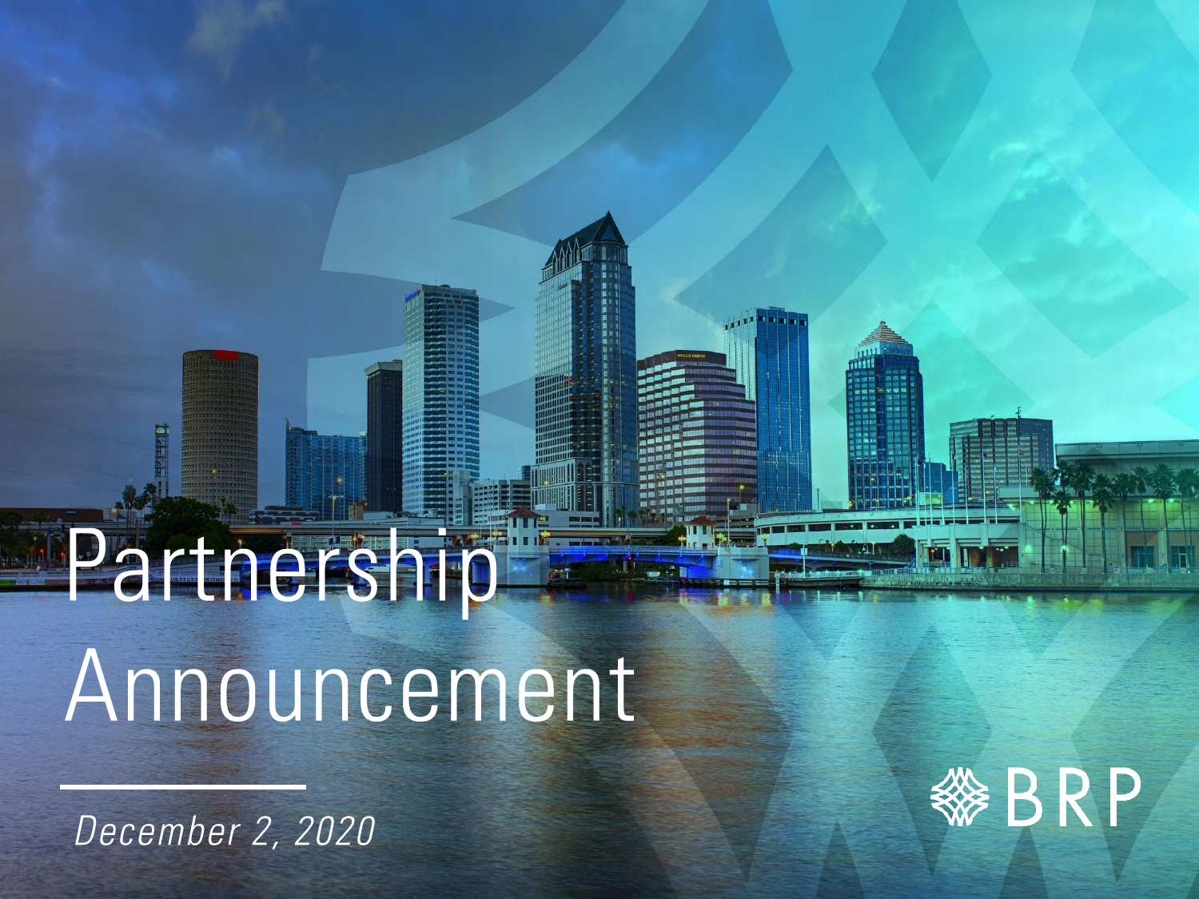# Partnership Announcement

*December 2, 2020*

BRP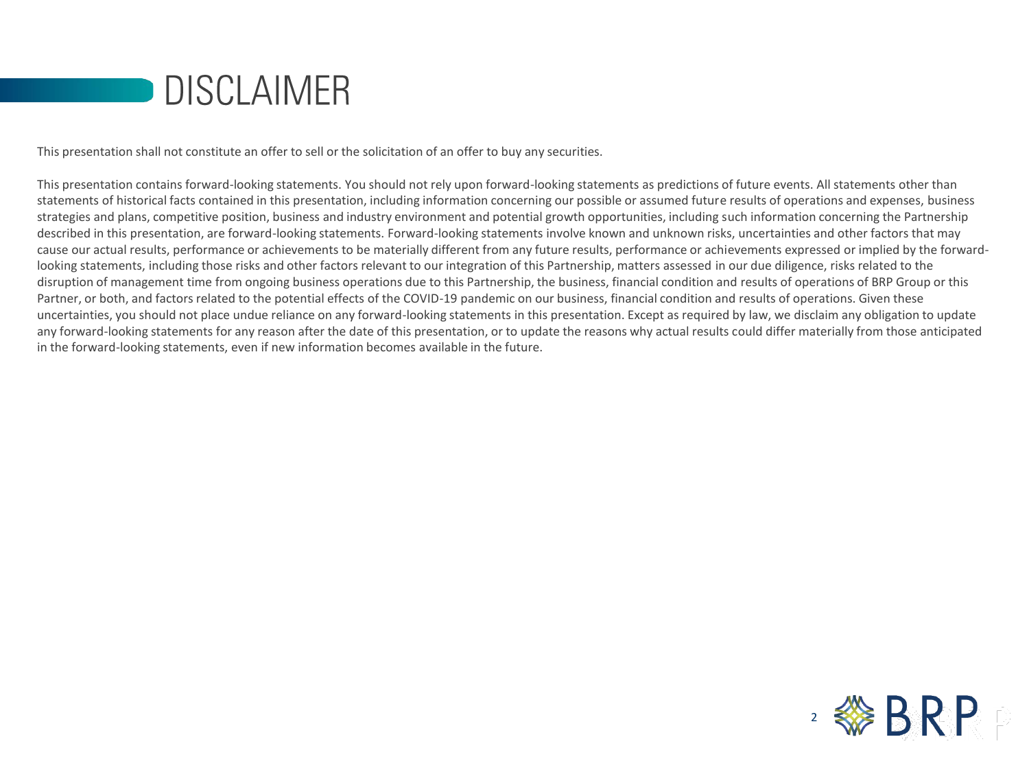# DISCLAIMER

This presentation shall not constitute an offer to sell or the solicitation of an offer to buy any securities.

This presentation contains forward-looking statements. You should not rely upon forward-looking statements as predictions of future events. All statements other than statements of historical facts contained in this presentation, including information concerning our possible or assumed future results of operations and expenses, business strategies and plans, competitive position, business and industry environment and potential growth opportunities, including such information concerning the Partnership described in this presentation, are forward-looking statements. Forward-looking statements involve known and unknown risks, uncertainties and other factors that may cause our actual results, performance or achievements to be materially different from any future results, performance or achievements expressed or implied by the forward-looking statements, including those risks and other factors relevant to our integration of this Partnership, matters assessed in our due diligence, risks related to the disruption of management time from ongoing business operations due to this Partnership, the business, financial condition and results of operations of BRP Group or this Partner, or both, and factors related to the potential effects of the COVID-19 pandemic on our business, financial condition and results of operations. Given these uncertainties, you should not place undue reliance on any forward-looking statements in this presentation. Except as required by law, we disclaim any obligation to update any forward-looking statements for any reason after the date of this presentation, or to update the reasons why actual results could differ materially from those anticipated in the forward-looking statements, even if new information becomes available in the future.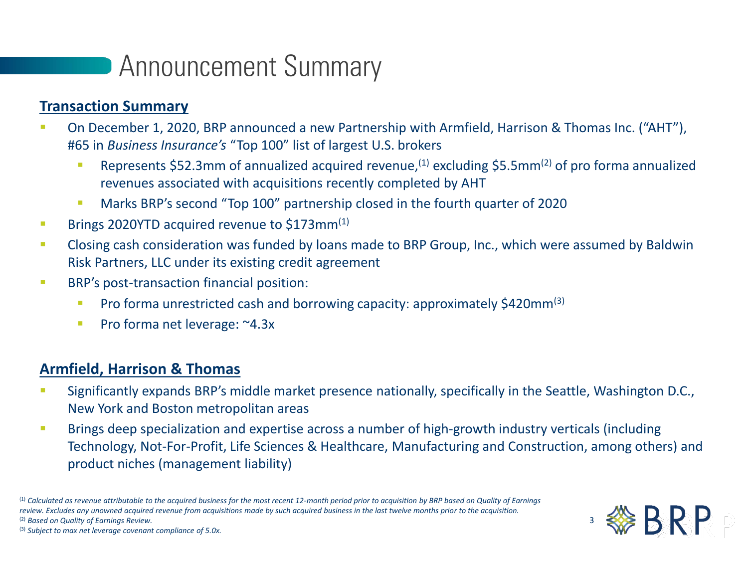# Announcement Summary

## Transaction Summary

- On December 1, 2020, BRP announced a new Partnership with Armfield, Harrison & Thomas Inc. ("AHT"), #65 in *Business Insurance's* "Top 100" list of largest U.S. brokers
  - Represents $52.3mm of annualized acquired revenue,[1] excluding $5.5mm[2] of pro forma annualized revenues associated with acquisitions recently completed by AHT
  - Marks BRP's second "Top 100" partnership closed in the fourth quarter of 2020
- Brings 2020YTD acquired revenue to $173mm[1]
- Closing cash consideration was funded by loans made to BRP Group, Inc., which were assumed by Baldwin Risk Partners, LLC under its existing credit agreement
- BRP's post-transaction financial position:
  - Pro forma unrestricted cash and borrowing capacity: approximately $420mm[3]
  - Pro forma net leverage: ~4.3x

## Armfield, Harrison & Thomas

- Significantly expands BRP's middle market presence nationally, specifically in the Seattle, Washington D.C., New York and Boston metropolitan areas
- Brings deep specialization and expertise across a number of high-growth industry verticals (including Technology, Not-For-Profit, Life Sciences & Healthcare, Manufacturing and Construction, among others) and product niches (management liability)

[1] *Calculated as revenue attributable to the acquired business for the most recent 12-month period prior to acquisition by BRP based on Quality of Earnings review. Excludes any unowned acquired revenue from acquisitions made by such acquired business in the last twelve months prior to the acquisition.*
[2] *Based on Quality of Earnings Review.*
[3] *Subject to max net leverage covenant compliance of 5.0x.*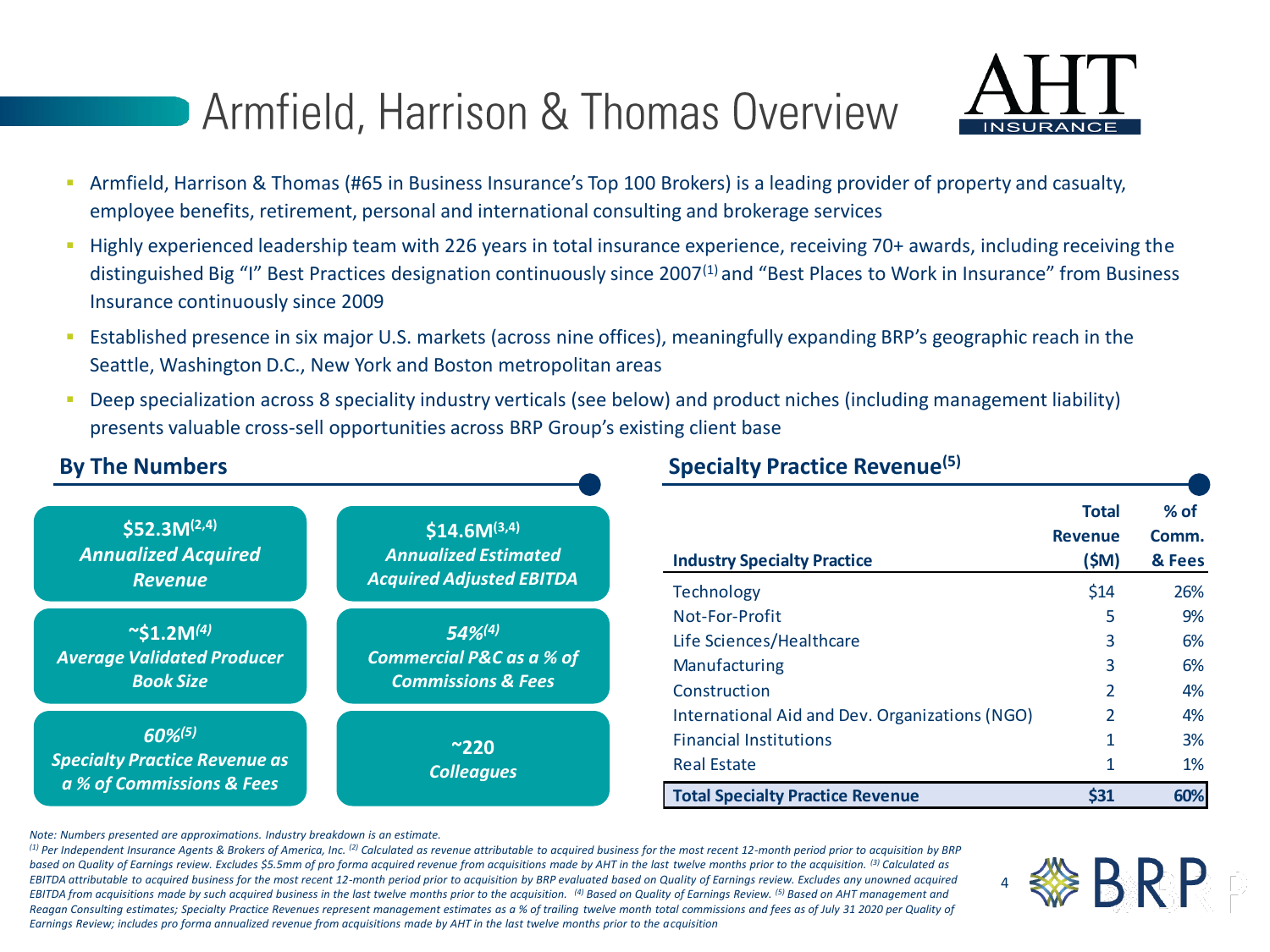# Armfield, Harrison & Thomas Overview

- Armfield, Harrison & Thomas (#65 in Business Insurance's Top 100 Brokers) is a leading provider of property and casualty, employee benefits, retirement, personal and international consulting and brokerage services
- Highly experienced leadership team with 226 years in total insurance experience, receiving 70+ awards, including receiving the distinguished Big "I" Best Practices designation continuously since 2007[1] and "Best Places to Work in Insurance" from Business Insurance continuously since 2009
- Established presence in six major U.S. markets (across nine offices), meaningfully expanding BRP's geographic reach in the Seattle, Washington D.C., New York and Boston metropolitan areas
- Deep specialization across 8 speciality industry verticals (see below) and product niches (including management liability) presents valuable cross-sell opportunities across BRP Group's existing client base

## By The Numbers

- **$52.3M[2,4]** *Annualized Acquired Revenue*
- **$14.6M[3,4]** *Annualized Estimated Acquired Adjusted EBITDA*
- **~$1.2M[4]** *Average Validated Producer Book Size*
- **54%[4]** *Commercial P&C as a % of Commissions & Fees*
- **60%[5]** *Specialty Practice Revenue as a % of Commissions & Fees*
- **~220** *Colleagues*

## Specialty Practice Revenue[5]

| Industry Specialty Practice | Total Revenue ($M) | % of Comm. & Fees |
|---|---|---|
| Technology | $14 | 26% |
| Not-For-Profit | 5 | 9% |
| Life Sciences/Healthcare | 3 | 6% |
| Manufacturing | 3 | 6% |
| Construction | 2 | 4% |
| International Aid and Dev. Organizations (NGO) | 2 | 4% |
| Financial Institutions | 1 | 3% |
| Real Estate | 1 | 1% |
| **Total Specialty Practice Revenue** | **$31** | **60%** |

*Note: Numbers presented are approximations. Industry breakdown is an estimate.*

*[1] Per Independent Insurance Agents & Brokers of America, Inc. [2] Calculated as revenue attributable to acquired business for the most recent 12-month period prior to acquisition by BRP based on Quality of Earnings review. Excludes $5.5mm of pro forma acquired revenue from acquisitions made by AHT in the last twelve months prior to the acquisition. [3] Calculated as EBITDA attributable to acquired business for the most recent 12-month period prior to acquisition by BRP evaluated based on Quality of Earnings review. Excludes any unowned acquired EBITDA from acquisitions made by such acquired business in the last twelve months prior to the acquisition. [4] Based on Quality of Earnings Review. [5] Based on AHT management and Reagan Consulting estimates; Specialty Practice Revenues represent management estimates as a % of trailing twelve month total commissions and fees as of July 31 2020 per Quality of Earnings Review; includes pro forma annualized revenue from acquisitions made by AHT in the last twelve months prior to the acquisition*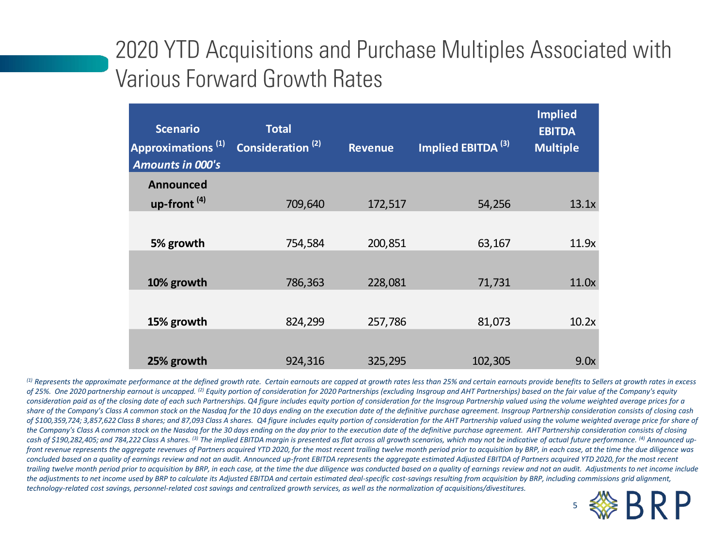# 2020 YTD Acquisitions and Purchase Multiples Associated with Various Forward Growth Rates

| Scenario Approximations [(1)] *Amounts in 000's* | Total Consideration [(2)] | Revenue | Implied EBITDA [(3)] | Implied EBITDA Multiple |
|---|---|---|---|---|
| **Announced up-front [(4)]** | 709,640 | 172,517 | 54,256 | 13.1x |
| **5% growth** | 754,584 | 200,851 | 63,167 | 11.9x |
| **10% growth** | 786,363 | 228,081 | 71,731 | 11.0x |
| **15% growth** | 824,299 | 257,786 | 81,073 | 10.2x |
| **25% growth** | 924,316 | 325,295 | 102,305 | 9.0x |

*[(1)] Represents the approximate performance at the defined growth rate. Certain earnouts are capped at growth rates less than 25% and certain earnouts provide benefits to Sellers at growth rates in excess of 25%. One 2020 partnership earnout is uncapped. [(2)] Equity portion of consideration for 2020 Partnerships (excluding Insgroup and AHT Partnerships) based on the fair value of the Company's equity consideration paid as of the closing date of each such Partnerships. Q4 figure includes equity portion of consideration for the Insgroup Partnership valued using the volume weighted average prices for a share of the Company's Class A common stock on the Nasdaq for the 10 days ending on the execution date of the definitive purchase agreement. Insgroup Partnership consideration consists of closing cash of $100,359,724; 3,857,622 Class B shares; and 87,093 Class A shares. Q4 figure includes equity portion of consideration for the AHT Partnership valued using the volume weighted average price for share of the Company's Class A common stock on the Nasdaq for the 30 days ending on the day prior to the execution date of the definitive purchase agreement. AHT Partnership consideration consists of closing cash of $190,282,405; and 784,222 Class A shares. [(3)] The implied EBITDA margin is presented as flat across all growth scenarios, which may not be indicative of actual future performance. [(4)] Announced up-front revenue represents the aggregate revenues of Partners acquired YTD 2020, for the most recent trailing twelve month period prior to acquisition by BRP, in each case, at the time the due diligence was concluded based on a quality of earnings review and not an audit. Announced up-front EBITDA represents the aggregate estimated Adjusted EBITDA of Partners acquired YTD 2020, for the most recent trailing twelve month period prior to acquisition by BRP, in each case, at the time the due diligence was conducted based on a quality of earnings review and not an audit. Adjustments to net income include the adjustments to net income used by BRP to calculate its Adjusted EBITDA and certain estimated deal-specific cost-savings resulting from acquisition by BRP, including commissions grid alignment, technology-related cost savings, personnel-related cost savings and centralized growth services, as well as the normalization of acquisitions/divestitures.*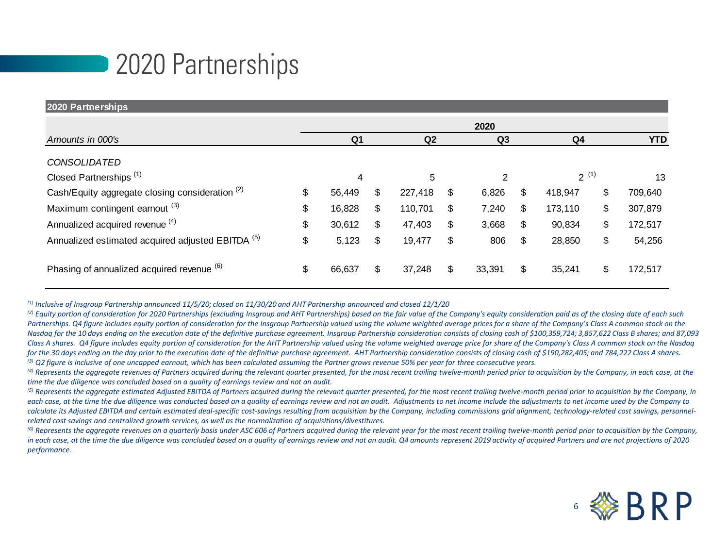# 2020 Partnerships

| 2020 Partnerships | | | | | |
|---|---|---|---|---|---|
| | 2020 | | | | |
| *Amounts in 000's* | Q1 | Q2 | Q3 | Q4 | YTD |
| *CONSOLIDATED* | | | | | |
| Closed Partnerships [1] | 4 | 5 | 2 | 2 [1] | 13 |
| Cash/Equity aggregate closing consideration [2] | $ 56,449 | $ 227,418 | $ 6,826 | $ 418,947 | $ 709,640 |
| Maximum contingent earnout [3] | $ 16,828 | $ 110,701 | $ 7,240 | $ 173,110 | $ 307,879 |
| Annualized acquired revenue [4] | $ 30,612 | $ 47,403 | $ 3,668 | $ 90,834 | $ 172,517 |
| Annualized estimated acquired adjusted EBITDA [5] | $ 5,123 | $ 19,477 | $ 806 | $ 28,850 | $ 54,256 |
| Phasing of annualized acquired revenue [6] | $ 66,637 | $ 37,248 | $ 33,391 | $ 35,241 | $ 172,517 |

*[1] Inclusive of Insgroup Partnership announced 11/5/20; closed on 11/30/20 and AHT Partnership announced and closed 12/1/20*

*[2] Equity portion of consideration for 2020 Partnerships (excluding Insgroup and AHT Partnerships) based on the fair value of the Company's equity consideration paid as of the closing date of each such Partnerships. Q4 figure includes equity portion of consideration for the Insgroup Partnership valued using the volume weighted average prices for a share of the Company's Class A common stock on the Nasdaq for the 10 days ending on the execution date of the definitive purchase agreement. Insgroup Partnership consideration consists of closing cash of $100,359,724; 3,857,622 Class B shares; and 87,093 Class A shares. Q4 figure includes equity portion of consideration for the AHT Partnership valued using the volume weighted average price for share of the Company's Class A common stock on the Nasdaq for the 30 days ending on the day prior to the execution date of the definitive purchase agreement. AHT Partnership consideration consists of closing cash of $190,282,405; and 784,222 Class A shares.*

*[3] Q2 figure is inclusive of one uncapped earnout, which has been calculated assuming the Partner grows revenue 50% per year for three consecutive years.*

*[4] Represents the aggregate revenues of Partners acquired during the relevant quarter presented, for the most recent trailing twelve-month period prior to acquisition by the Company, in each case, at the time the due diligence was concluded based on a quality of earnings review and not an audit.*

*[5] Represents the aggregate estimated Adjusted EBITDA of Partners acquired during the relevant quarter presented, for the most recent trailing twelve-month period prior to acquisition by the Company, in each case, at the time the due diligence was conducted based on a quality of earnings review and not an audit. Adjustments to net income include the adjustments to net income used by the Company to calculate its Adjusted EBITDA and certain estimated deal-specific cost-savings resulting from acquisition by the Company, including commissions grid alignment, technology-related cost savings, personnel-related cost savings and centralized growth services, as well as the normalization of acquisitions/divestitures.*

*[6] Represents the aggregate revenues on a quarterly basis under ASC 606 of Partners acquired during the relevant year for the most recent trailing twelve-month period prior to acquisition by the Company, in each case, at the time the due diligence was concluded based on a quality of earnings review and not an audit. Q4 amounts represent 2019 activity of acquired Partners and are not projections of 2020 performance.*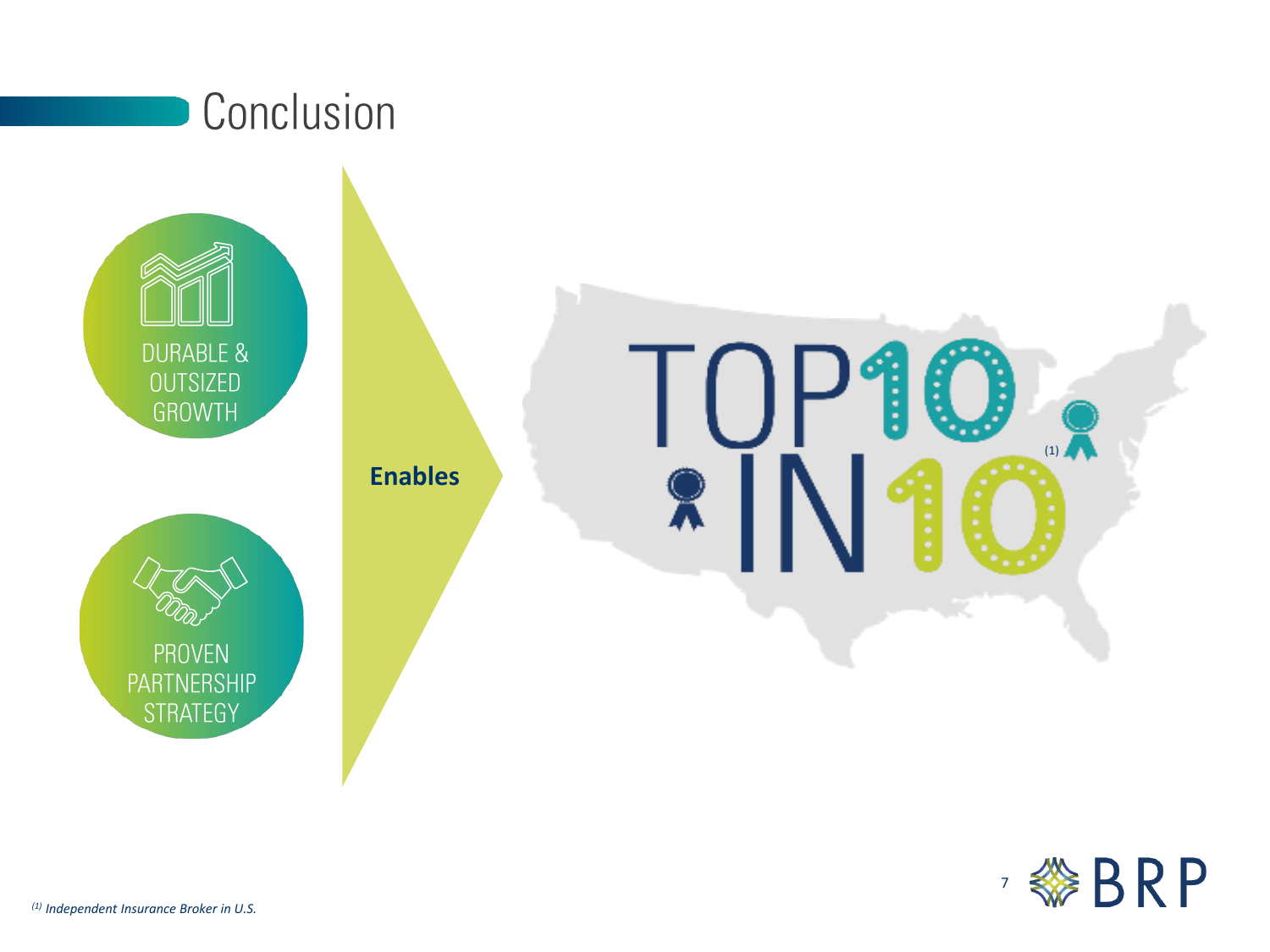# Conclusion

DURABLE & OUTSIZED GROWTH

PROVEN PARTNERSHIP STRATEGY

**Enables**

TOP 10 IN 10 [1]

*[1] Independent Insurance Broker in U.S.*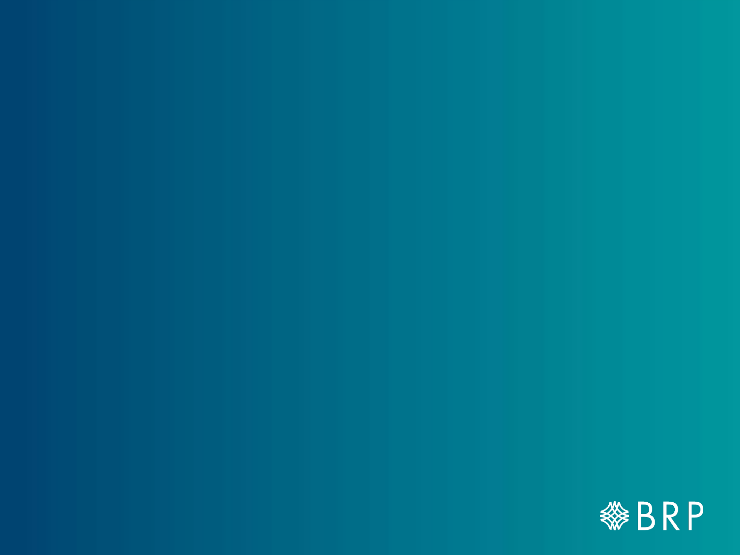BRP